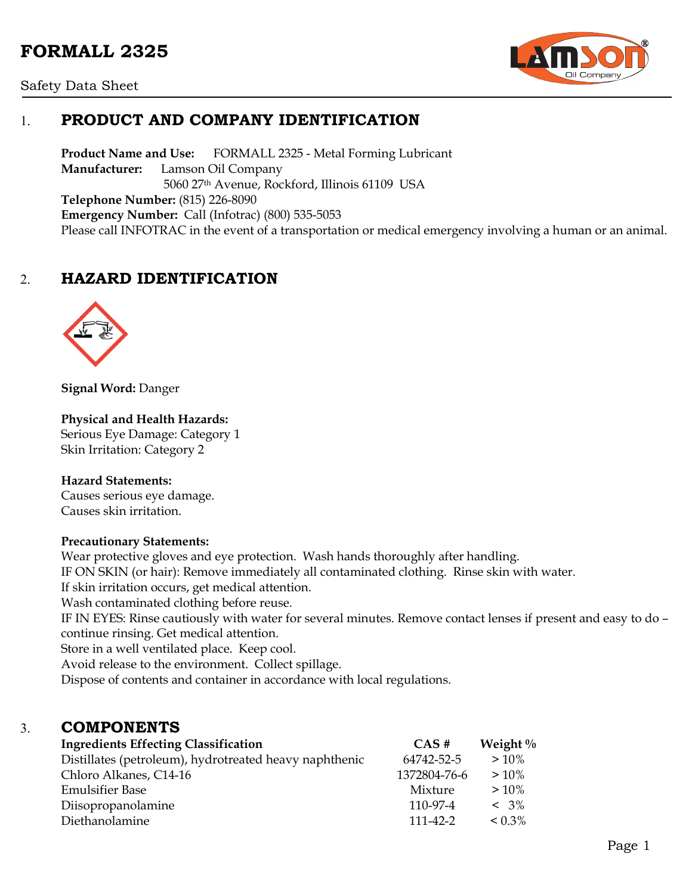# FORMALL 2325

Safety Data Sheet

## 1. PRODUCT AND COMPANY IDENTIFICATION

**Product Name and Use:** FORMALL 2325 - Metal Forming Lubricant
**Manufacturer:** Lamson Oil Company
5060 27th Avenue, Rockford, Illinois 61109 USA
**Telephone Number:** (815) 226-8090
**Emergency Number:** Call (Infotrac) (800) 535-5053
Please call INFOTRAC in the event of a transportation or medical emergency involving a human or an animal.

## 2. HAZARD IDENTIFICATION

**Signal Word:** Danger

**Physical and Health Hazards:**
Serious Eye Damage: Category 1
Skin Irritation: Category 2

**Hazard Statements:**
Causes serious eye damage.
Causes skin irritation.

**Precautionary Statements:**
Wear protective gloves and eye protection. Wash hands thoroughly after handling.
IF ON SKIN (or hair): Remove immediately all contaminated clothing. Rinse skin with water.
If skin irritation occurs, get medical attention.
Wash contaminated clothing before reuse.
IF IN EYES: Rinse cautiously with water for several minutes. Remove contact lenses if present and easy to do – continue rinsing. Get medical attention.
Store in a well ventilated place. Keep cool.
Avoid release to the environment. Collect spillage.
Dispose of contents and container in accordance with local regulations.

## 3. COMPONENTS

| Ingredients Effecting Classification | CAS # | Weight % |
|---|---|---|
| Distillates (petroleum), hydrotreated heavy naphthenic | 64742-52-5 | > 10% |
| Chloro Alkanes, C14-16 | 1372804-76-6 | > 10% |
| Emulsifier Base | Mixture | > 10% |
| Diisopropanolamine | 110-97-4 | < 3% |
| Diethanolamine | 111-42-2 | < 0.3% |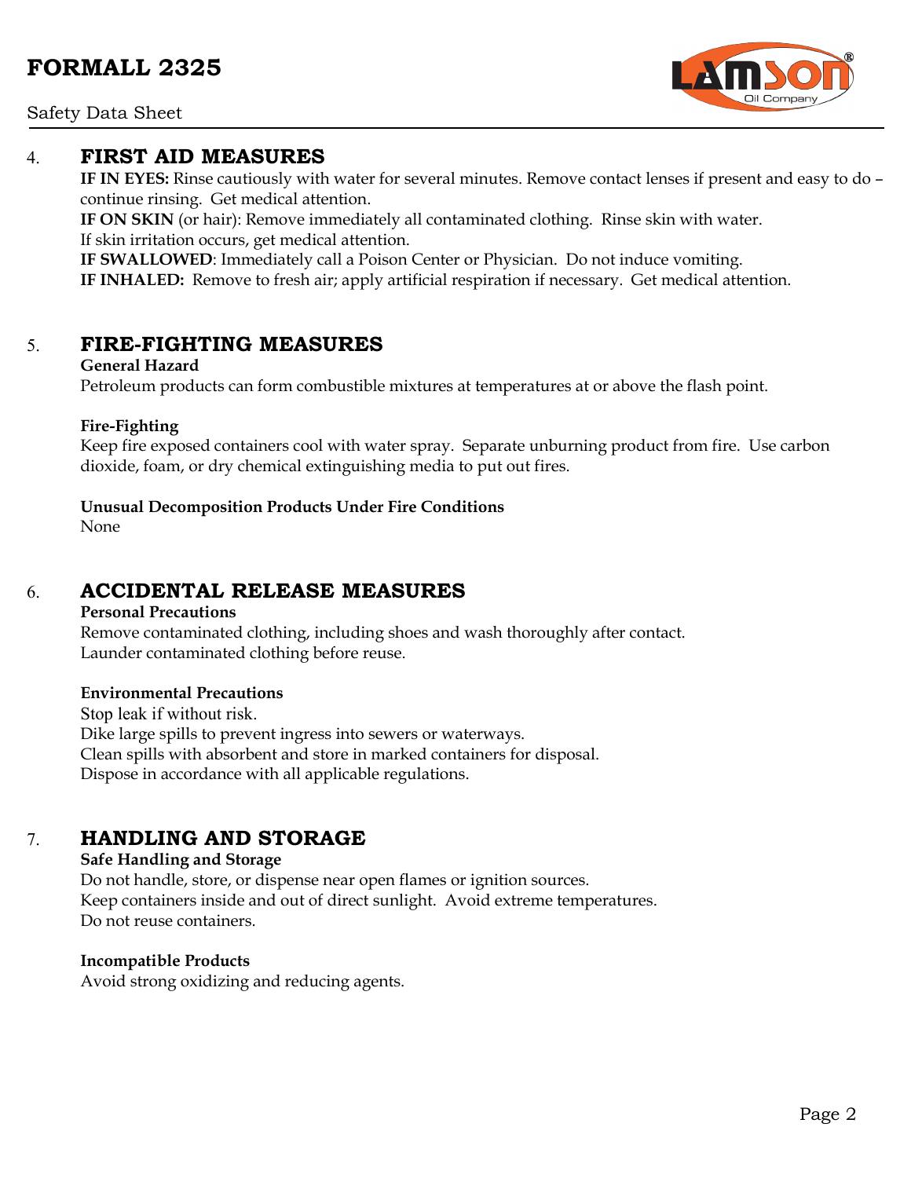## 4. FIRST AID MEASURES

**IF IN EYES:** Rinse cautiously with water for several minutes. Remove contact lenses if present and easy to do – continue rinsing. Get medical attention.
**IF ON SKIN** (or hair): Remove immediately all contaminated clothing. Rinse skin with water.
If skin irritation occurs, get medical attention.
**IF SWALLOWED**: Immediately call a Poison Center or Physician. Do not induce vomiting.
**IF INHALED:** Remove to fresh air; apply artificial respiration if necessary. Get medical attention.

## 5. FIRE-FIGHTING MEASURES

**General Hazard**
Petroleum products can form combustible mixtures at temperatures at or above the flash point.

**Fire-Fighting**
Keep fire exposed containers cool with water spray. Separate unburning product from fire. Use carbon dioxide, foam, or dry chemical extinguishing media to put out fires.

**Unusual Decomposition Products Under Fire Conditions**
None

## 6. ACCIDENTAL RELEASE MEASURES

**Personal Precautions**
Remove contaminated clothing, including shoes and wash thoroughly after contact.
Launder contaminated clothing before reuse.

**Environmental Precautions**
Stop leak if without risk.
Dike large spills to prevent ingress into sewers or waterways.
Clean spills with absorbent and store in marked containers for disposal.
Dispose in accordance with all applicable regulations.

## 7. HANDLING AND STORAGE

**Safe Handling and Storage**
Do not handle, store, or dispense near open flames or ignition sources.
Keep containers inside and out of direct sunlight. Avoid extreme temperatures.
Do not reuse containers.

**Incompatible Products**
Avoid strong oxidizing and reducing agents.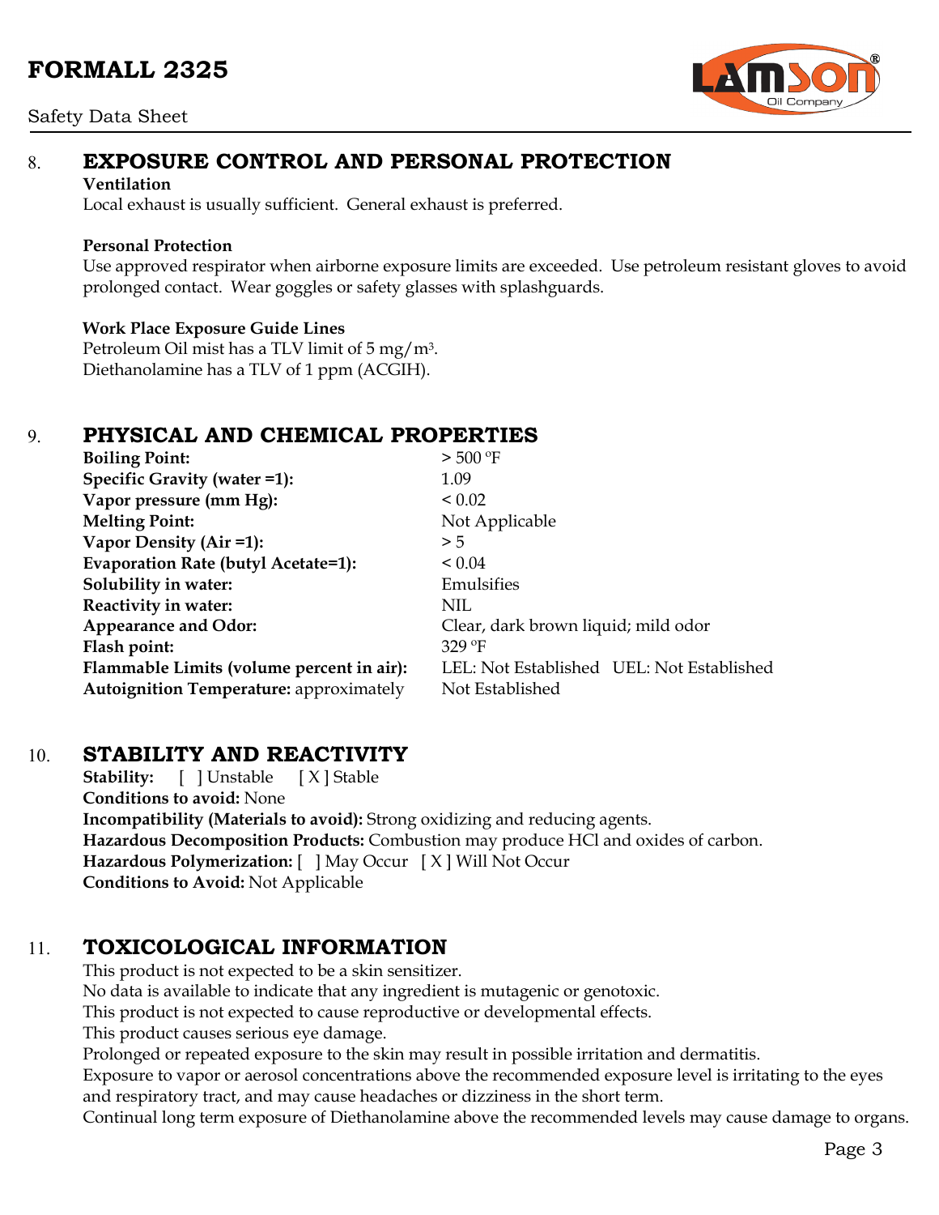## 8. EXPOSURE CONTROL AND PERSONAL PROTECTION

**Ventilation**

Local exhaust is usually sufficient. General exhaust is preferred.

**Personal Protection**

Use approved respirator when airborne exposure limits are exceeded. Use petroleum resistant gloves to avoid prolonged contact. Wear goggles or safety glasses with splashguards.

**Work Place Exposure Guide Lines**

Petroleum Oil mist has a TLV limit of 5 $mg/m^3$.
Diethanolamine has a TLV of 1 ppm (ACGIH).

## 9. PHYSICAL AND CHEMICAL PROPERTIES

| | |
|---|---|
| **Boiling Point:** | > 500 ºF |
| **Specific Gravity (water =1):** | 1.09 |
| **Vapor pressure (mm Hg):** | < 0.02 |
| **Melting Point:** | Not Applicable |
| **Vapor Density (Air =1):** | > 5 |
| **Evaporation Rate (butyl Acetate=1):** | < 0.04 |
| **Solubility in water:** | Emulsifies |
| **Reactivity in water:** | NIL |
| **Appearance and Odor:** | Clear, dark brown liquid; mild odor |
| **Flash point:** | 329 ºF |
| **Flammable Limits (volume percent in air):** | LEL: Not Established UEL: Not Established |
| **Autoignition Temperature:** approximately | Not Established |

## 10. STABILITY AND REACTIVITY

**Stability:** [ ] Unstable [ X ] Stable
**Conditions to avoid:** None
**Incompatibility (Materials to avoid):** Strong oxidizing and reducing agents.
**Hazardous Decomposition Products:** Combustion may produce HCl and oxides of carbon.
**Hazardous Polymerization:** [ ] May Occur [ X ] Will Not Occur
**Conditions to Avoid:** Not Applicable

## 11. TOXICOLOGICAL INFORMATION

This product is not expected to be a skin sensitizer.
No data is available to indicate that any ingredient is mutagenic or genotoxic.
This product is not expected to cause reproductive or developmental effects.
This product causes serious eye damage.
Prolonged or repeated exposure to the skin may result in possible irritation and dermatitis.
Exposure to vapor or aerosol concentrations above the recommended exposure level is irritating to the eyes and respiratory tract, and may cause headaches or dizziness in the short term.
Continual long term exposure of Diethanolamine above the recommended levels may cause damage to organs.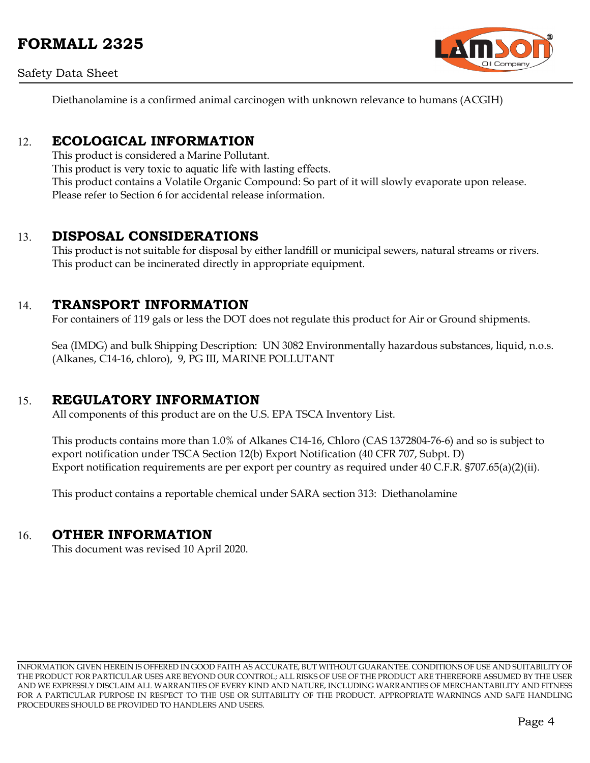Diethanolamine is a confirmed animal carcinogen with unknown relevance to humans (ACGIH)

## 12. ECOLOGICAL INFORMATION

This product is considered a Marine Pollutant.
This product is very toxic to aquatic life with lasting effects.
This product contains a Volatile Organic Compound: So part of it will slowly evaporate upon release.
Please refer to Section 6 for accidental release information.

## 13. DISPOSAL CONSIDERATIONS

This product is not suitable for disposal by either landfill or municipal sewers, natural streams or rivers.
This product can be incinerated directly in appropriate equipment.

## 14. TRANSPORT INFORMATION

For containers of 119 gals or less the DOT does not regulate this product for Air or Ground shipments.

Sea (IMDG) and bulk Shipping Description: UN 3082 Environmentally hazardous substances, liquid, n.o.s. (Alkanes, C14-16, chloro), 9, PG III, MARINE POLLUTANT

## 15. REGULATORY INFORMATION

All components of this product are on the U.S. EPA TSCA Inventory List.

This products contains more than 1.0% of Alkanes C14-16, Chloro (CAS 1372804-76-6) and so is subject to export notification under TSCA Section 12(b) Export Notification (40 CFR 707, Subpt. D)
Export notification requirements are per export per country as required under 40 C.F.R. §707.65(a)(2)(ii).

This product contains a reportable chemical under SARA section 313: Diethanolamine

## 16. OTHER INFORMATION

This document was revised 10 April 2020.

INFORMATION GIVEN HEREIN IS OFFERED IN GOOD FAITH AS ACCURATE, BUT WITHOUT GUARANTEE. CONDITIONS OF USE AND SUITABILITY OF THE PRODUCT FOR PARTICULAR USES ARE BEYOND OUR CONTROL; ALL RISKS OF USE OF THE PRODUCT ARE THEREFORE ASSUMED BY THE USER AND WE EXPRESSLY DISCLAIM ALL WARRANTIES OF EVERY KIND AND NATURE, INCLUDING WARRANTIES OF MERCHANTABILITY AND FITNESS FOR A PARTICULAR PURPOSE IN RESPECT TO THE USE OR SUITABILITY OF THE PRODUCT. APPROPRIATE WARNINGS AND SAFE HANDLING PROCEDURES SHOULD BE PROVIDED TO HANDLERS AND USERS.